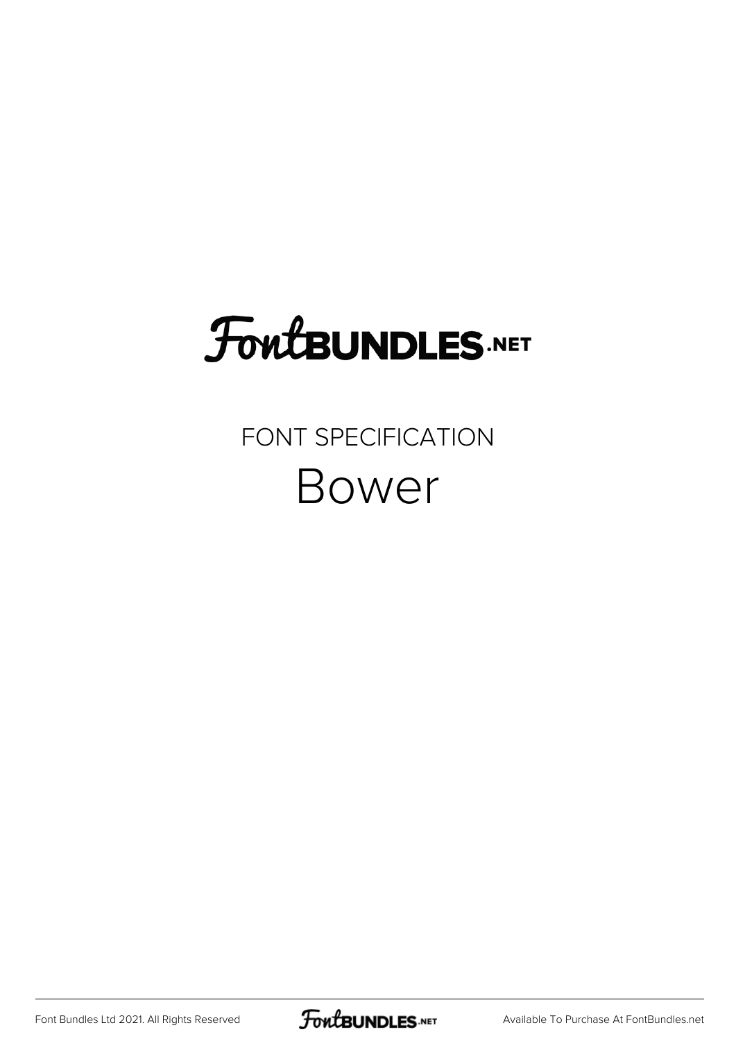# FontBUNDLES.NET

FONT SPECIFICATION

## Bower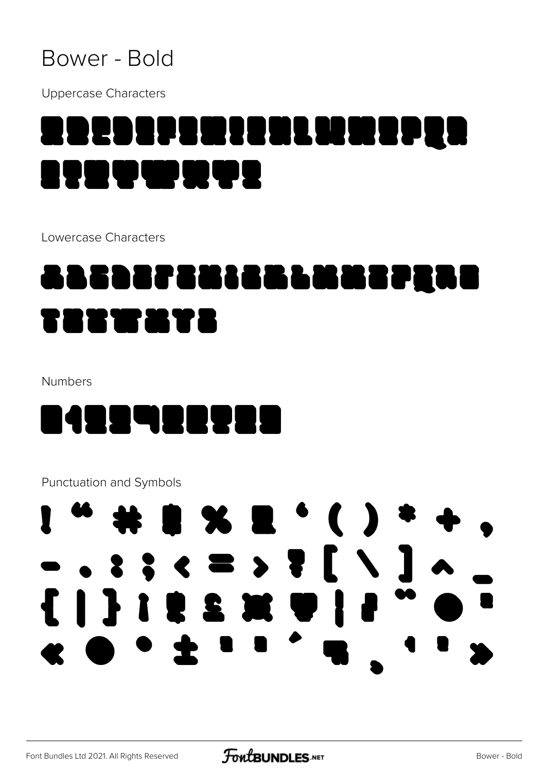# Bower - Bold

Uppercase Characters

ABCDEFGHIJKLMNOPQR
STUVWXYZ

Lowercase Characters

abcdefghijklmnopqrs
tuvwxyz

Numbers

0123456789

Punctuation and Symbols

! " # $ % & ' ( ) * + ,
- . : ; < = > ? [ \ ] ^ _
{ | } ¡ ¢ £ ¤ ¥ ¦ § ¨ © ª
« ® ¯ ± ² ³ ´ ¶ ¸ ¹ º »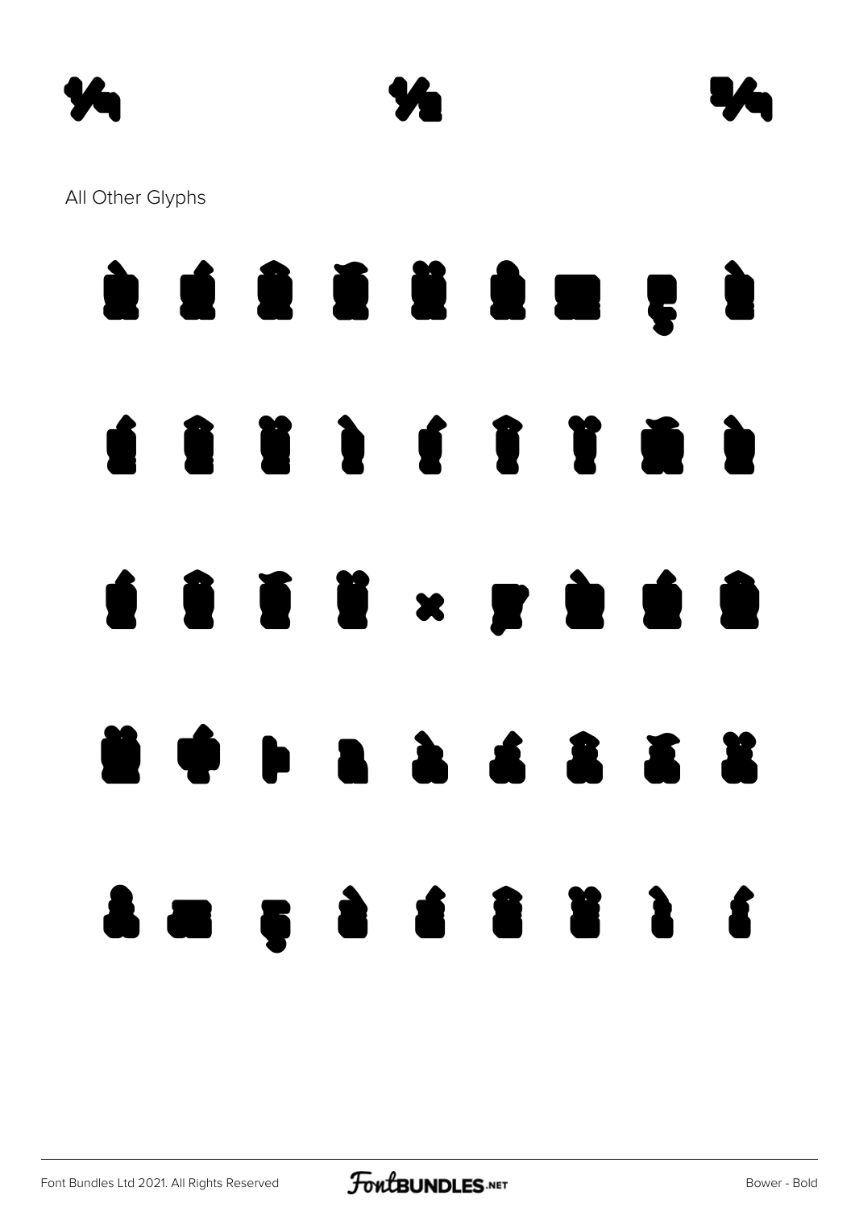¼ ½ ¾

All Other Glyphs

À Á Â Ã Ä Å Æ Ç È

É Ê Ë Ì Í Î Ï Ñ Ò

Ó Ô Õ Ö × Ø Ù Ú Û

Ü Ý Þ ß à á â ã ä

å æ ç è é ê ë ì í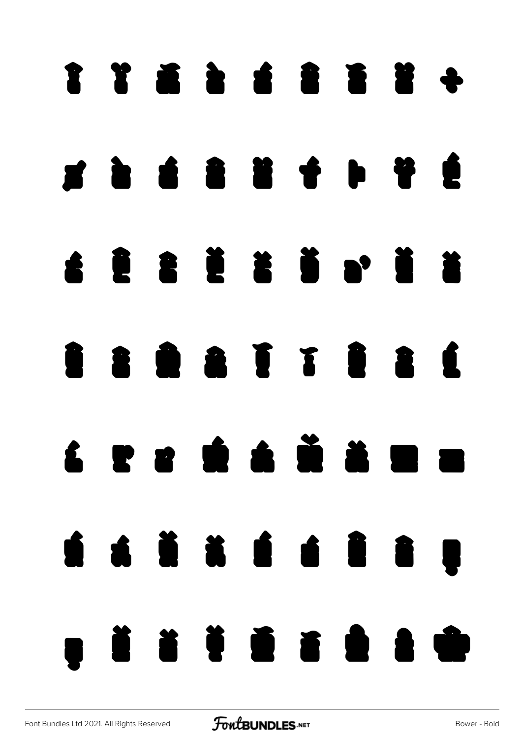î ï ñ ò ó ô õ ö ÷

ø ù ú û ü ý þ ÿ Ć

ć Ĉ ĉ Č č Ď ď Ě ě

Ĝ ĝ Ĥ ĥ Ĩ ĩ Ĵ ĵ Ĺ

ĺ Ľ ľ Ń ń Ň ň Ŋ ŋ

Ŕ ŕ Ř ř Ś ś Ŝ ŝ Ş

ş Š š Ť Ũ ũ Ů ů Ŵ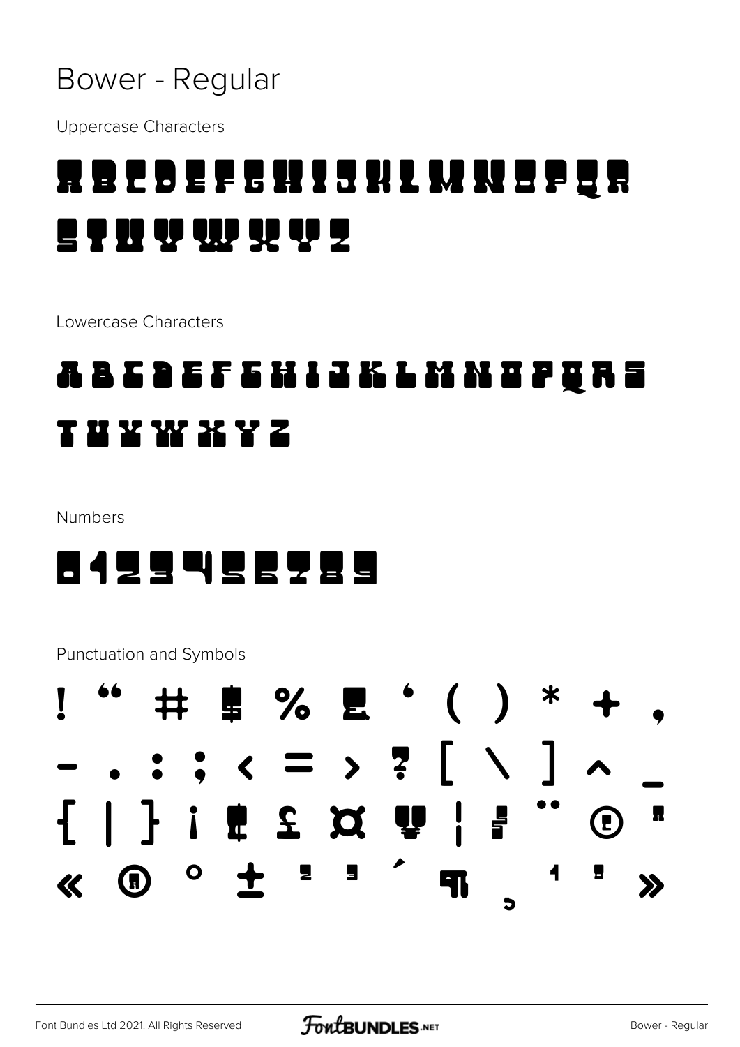# Bower - Regular

Uppercase Characters

A B C D E F G H I J K L M N O P Q R S T U V W X Y Z

Lowercase Characters

a b c d e f g h i j k l m n o p q r s t u v w x y z

Numbers

0 1 2 3 4 5 6 7 8 9

Punctuation and Symbols

! " # $ % & ' ( ) * + ,
- . : ; < = > ? [ \ ] ^ _
{ | } ¡ ¢ £ ¤ ¥ ¦ § ¨ © ª
« ® ° ± ² ³ ´ ¶ ¸ ¹ º »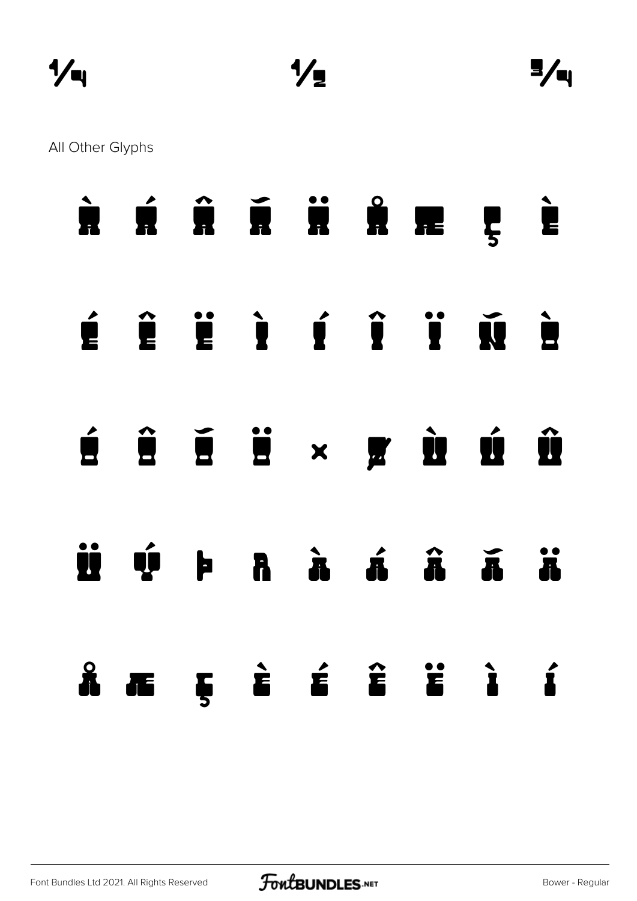¼ ½ ¾

All Other Glyphs

À Á Â Ã Ä Å Æ Ç È

É Ê Ë Ì Í Î Ï Ñ Ò

Ó Ô Õ Ö × Ø Ù Ú Û

Ü Ý Þ ß à á â ã ä

å æ ç è é ê ë ì í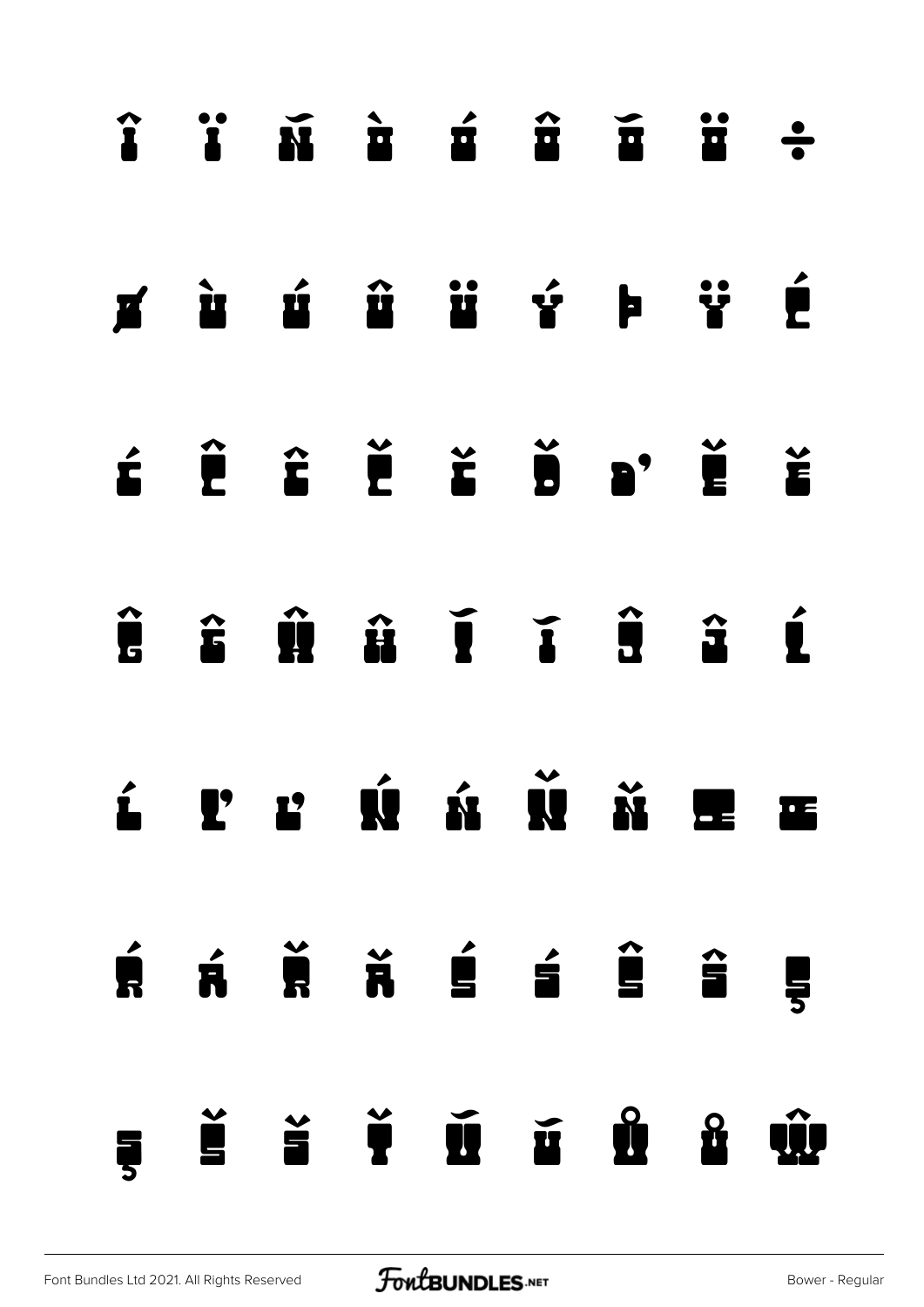Î Ï Ñ Ò Ó Ô Õ Ö ÷

Ø Ù Ú Û Ü Ý Þ Ÿ Ć

ć Ĉ ĉ Č č Ď ď Ě ě

Ĝ ĝ Ĥ ĥ Ĭ ĭ Ĵ ĵ Ĺ

ĺ Ľ ľ Ń ń Ň ň Œ œ

Ŕ ŕ Ř ř Ś ś Ŝ ŝ Ş

ş Š š Ť Ŭ ŭ Ů ů Ŵ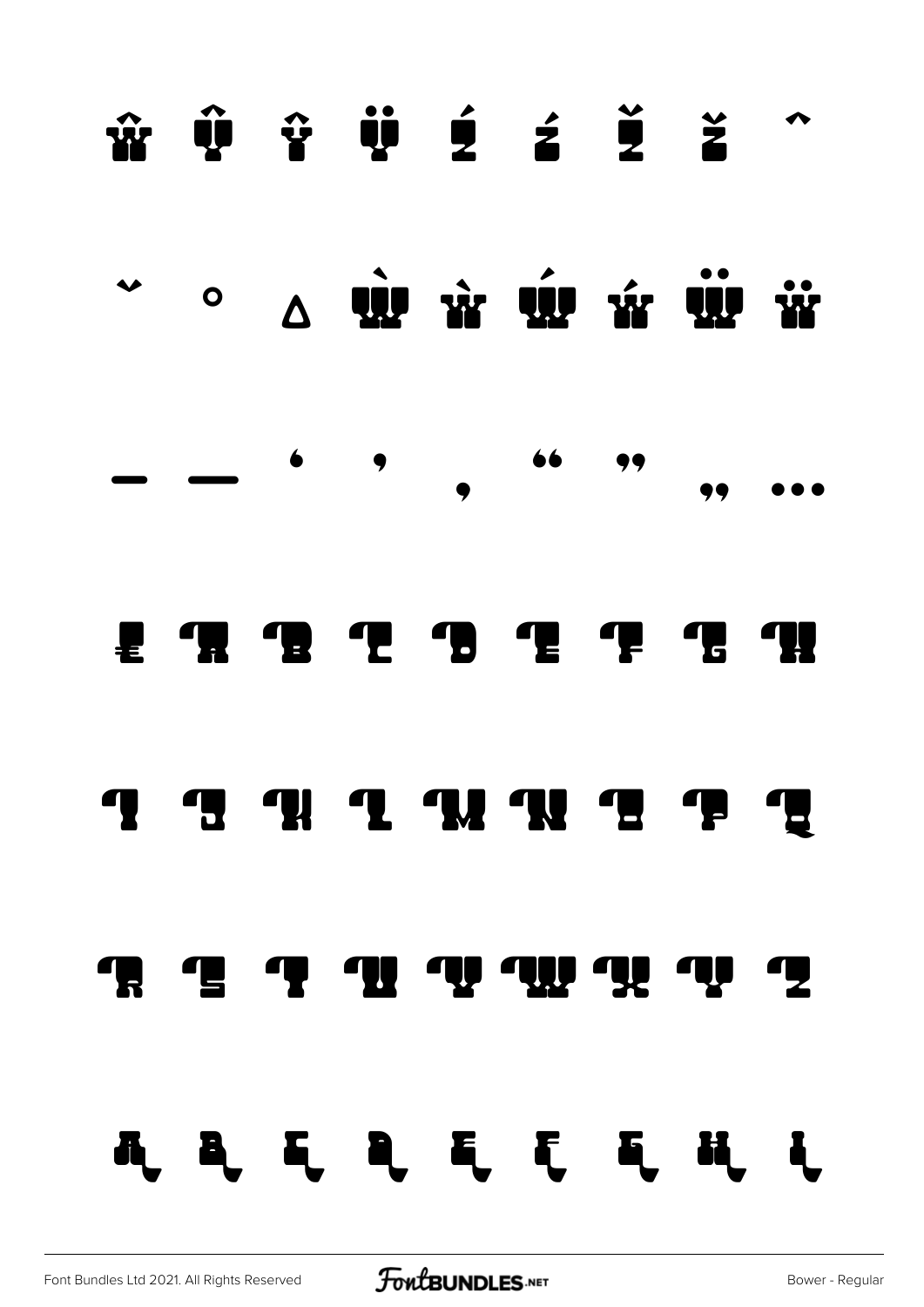ŵ Ŷ ŷ Ÿ Ź ź Ž ž ˆ

ˇ ˚ ∆ Ẁ ẁ Ẃ ẃ Ẅ ẅ

– — ‘ ’ ‚ “ ” „ …

€ A B C D E F G H

I J K L M N O P Q

R S T U V W X Y Z

A B C D E F G H I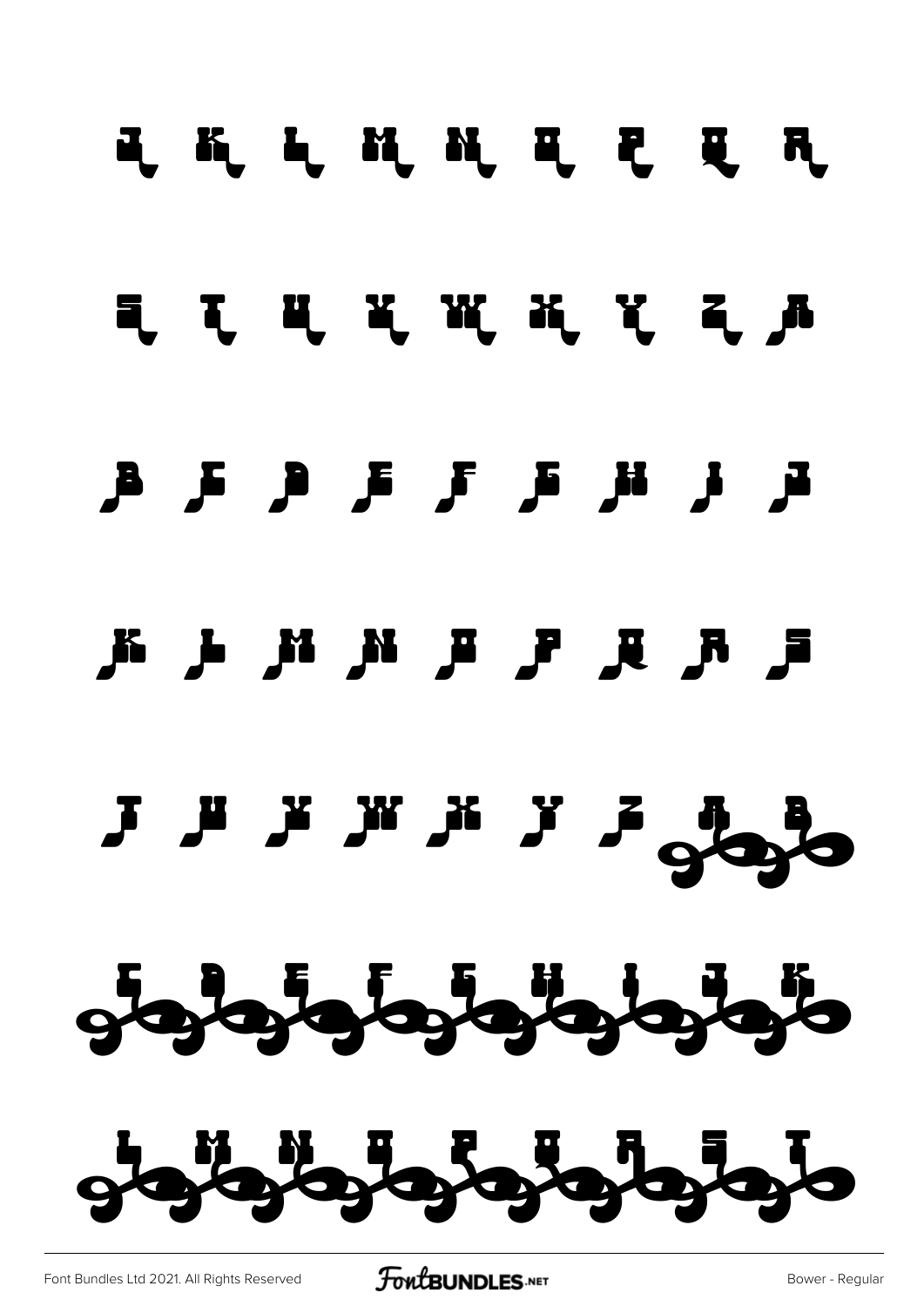J K L M N O P Q R

S T U V W X Y Z A

B C D E F G H I J

K L M N O P Q R S

T U V W X Y Z A B

C D E F G H I J K

L M N O P Q R S T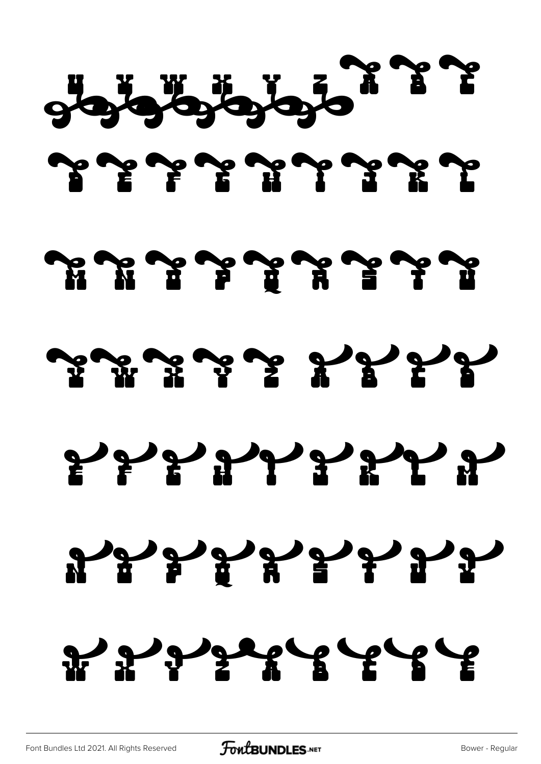U V W X Y Z A B C

D E F G H I J K L

M N O P Q R S T U

V W X Y Z A B C D

E F G H I J K L M

N O P Q R S T U V

W X Y Z A B C D E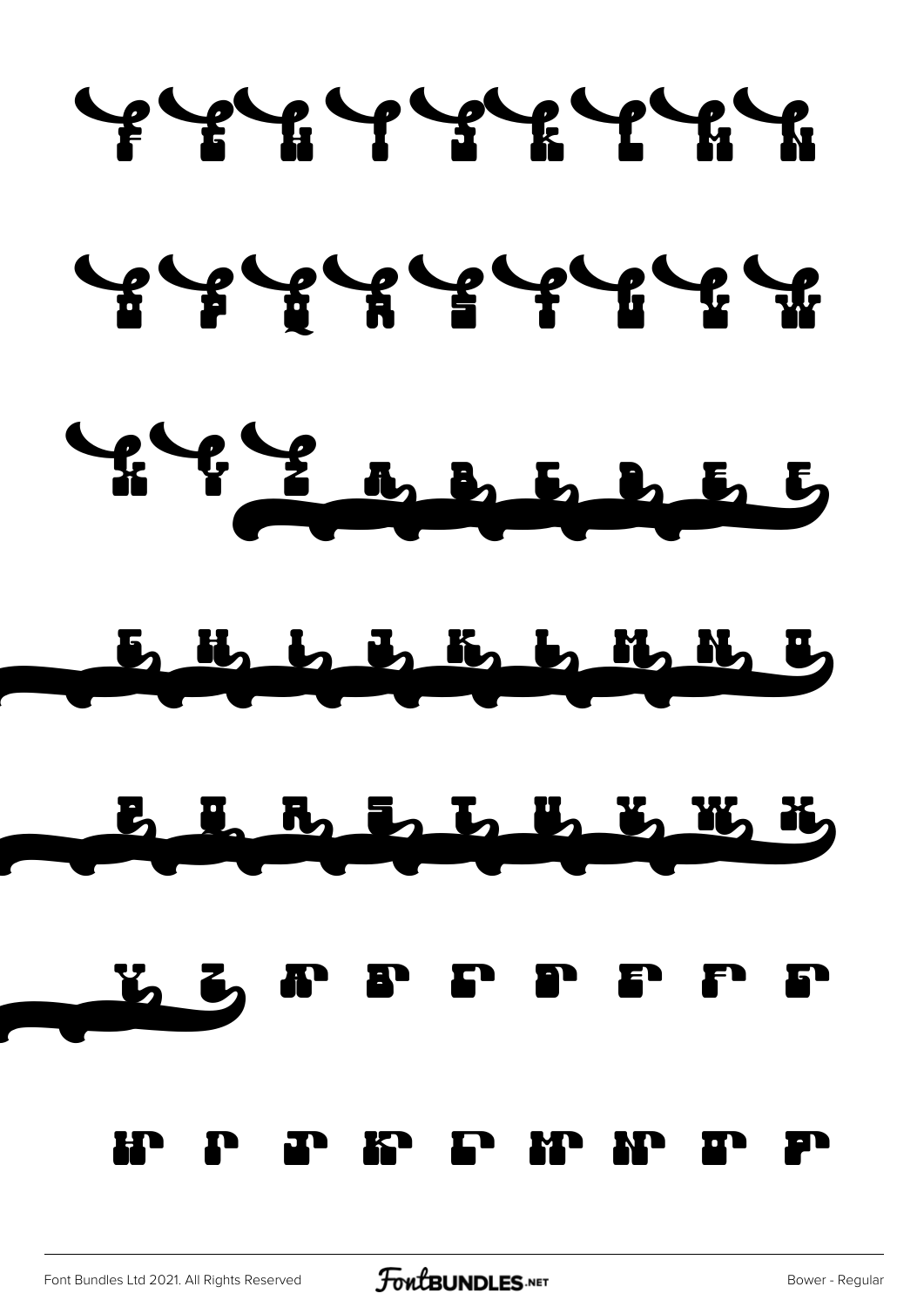F G H I J K L M N

O P Q R S T U V W

X Y Z A B C D E F

G H I J K L M N O

P Q R S T U V W X

Y Z A B C D E F G

H I J K L M N O P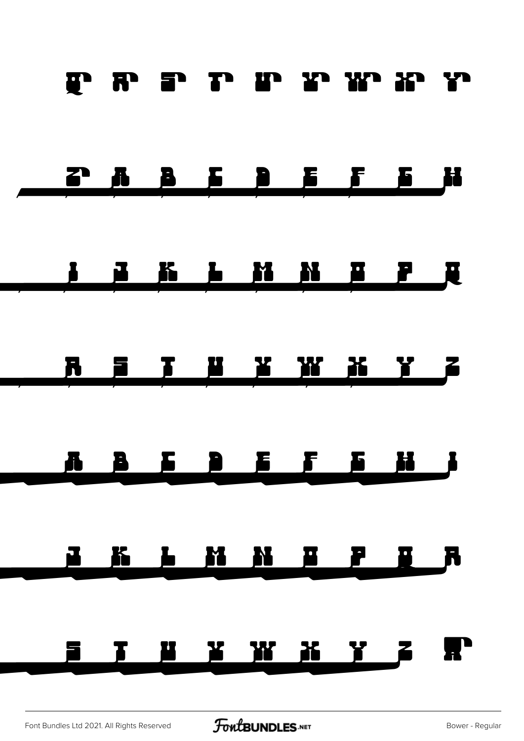Q R S T U V W X Y

Z A B C D E F G H

I J K L M N O P Q

R S T U V W X Y Z

A B C D E F G H I

J K L M N O P Q R

S T U V W X Y Z A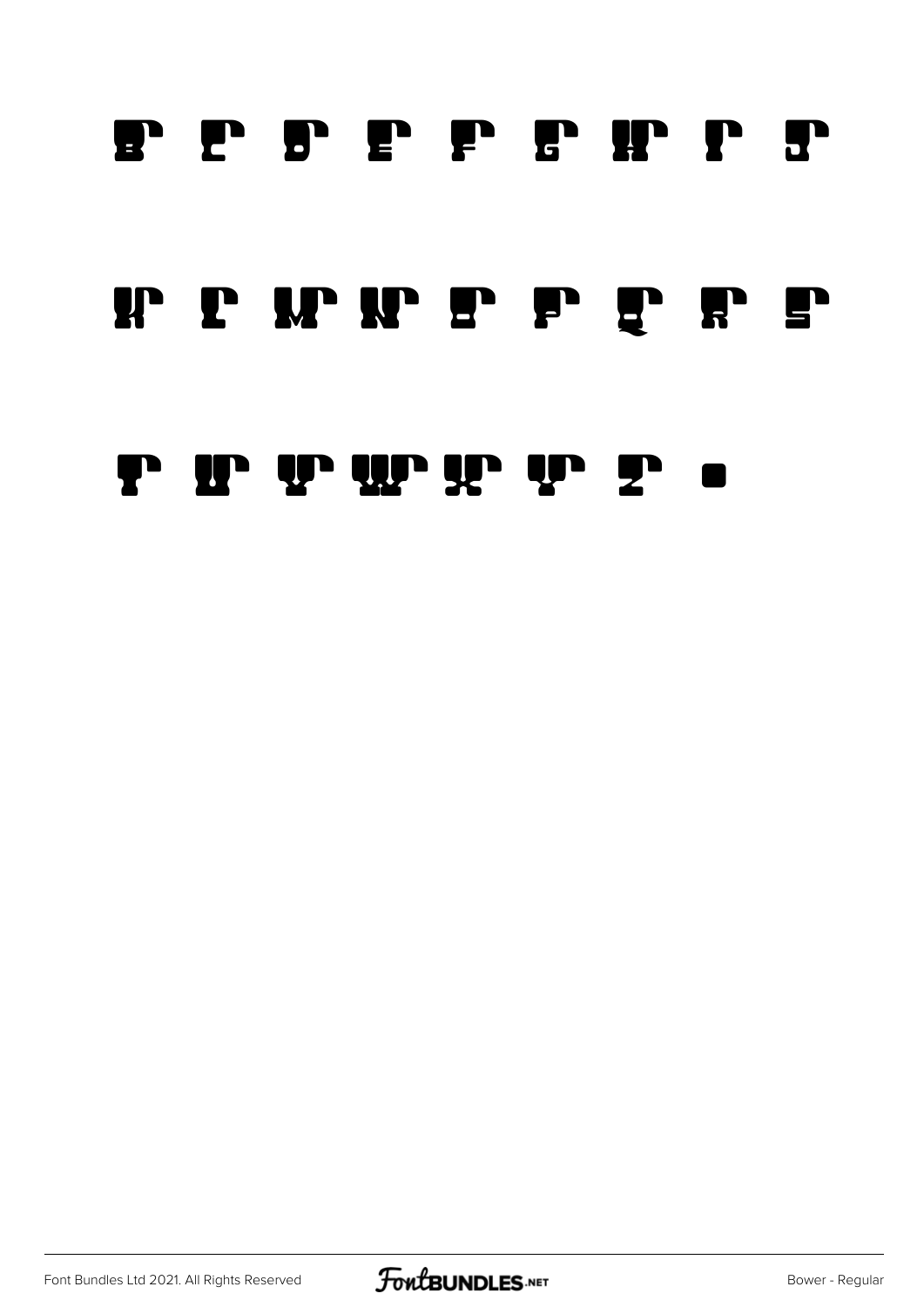B C D E F G H I J

K L M N O P Q R S

T U V W X Y Z .